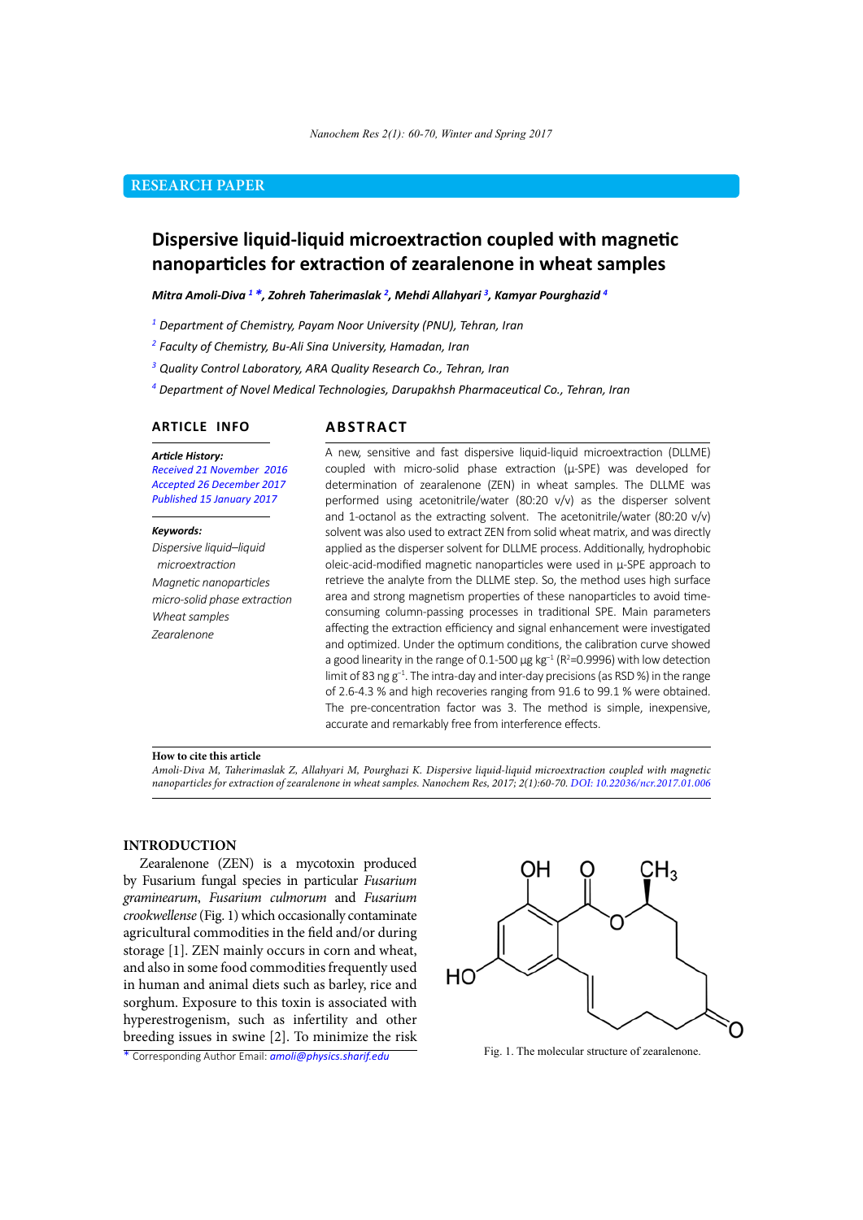RESEARCH PAPER

# Dispersive liquid-liquid microextraction coupled with magnetic nanoparticles for extraction of zearalenone in wheat samples

***Mitra Amoli-Diva [1] \*, Zohreh Taherimaslak [2], Mehdi Allahyari [3], Kamyar Pourghazid [4]***

[1] *Department of Chemistry, Payam Noor University (PNU), Tehran, Iran*

[2] *Faculty of Chemistry, Bu-Ali Sina University, Hamadan, Iran*

[3] *Quality Control Laboratory, ARA Quality Research Co., Tehran, Iran*

[4] *Department of Novel Medical Technologies, Darupakhsh Pharmaceutical Co., Tehran, Iran*

## ARTICLE INFO

***Article History:***
*Received 21 November 2016*
*Accepted 26 December 2017*
*Published 15 January 2017*

***Keywords:***
*Dispersive liquid–liquid microextraction*
*Magnetic nanoparticles*
*micro-solid phase extraction*
*Wheat samples*
*Zearalenone*

## ABSTRACT

A new, sensitive and fast dispersive liquid-liquid microextraction (DLLME) coupled with micro-solid phase extraction (μ-SPE) was developed for determination of zearalenone (ZEN) in wheat samples. The DLLME was performed using acetonitrile/water (80:20 v/v) as the disperser solvent and 1-octanol as the extracting solvent. The acetonitrile/water (80:20 v/v) solvent was also used to extract ZEN from solid wheat matrix, and was directly applied as the disperser solvent for DLLME process. Additionally, hydrophobic oleic-acid-modified magnetic nanoparticles were used in μ-SPE approach to retrieve the analyte from the DLLME step. So, the method uses high surface area and strong magnetism properties of these nanoparticles to avoid time-consuming column-passing processes in traditional SPE. Main parameters affecting the extraction efficiency and signal enhancement were investigated and optimized. Under the optimum conditions, the calibration curve showed a good linearity in the range of 0.1-500 μg $kg^{-1}$ ($R^2$=0.9996) with low detection limit of 83 ng $g^{-1}$. The intra-day and inter-day precisions (as RSD %) in the range of 2.6-4.3 % and high recoveries ranging from 91.6 to 99.1 % were obtained. The pre-concentration factor was 3. The method is simple, inexpensive, accurate and remarkably free from interference effects.

**How to cite this article**
*Amoli-Diva M, Taherimaslak Z, Allahyari M, Pourghazi K. Dispersive liquid-liquid microextraction coupled with magnetic nanoparticles for extraction of zearalenone in wheat samples. Nanochem Res, 2017; 2(1):60-70. DOI: 10.22036/ncr.2017.01.006*

## INTRODUCTION

Zearalenone (ZEN) is a mycotoxin produced by Fusarium fungal species in particular *Fusarium graminearum*, *Fusarium culmorum* and *Fusarium crookwellense* (Fig. 1) which occasionally contaminate agricultural commodities in the field and/or during storage [1]. ZEN mainly occurs in corn and wheat, and also in some food commodities frequently used in human and animal diets such as barley, rice and sorghum. Exposure to this toxin is associated with hyperestrogenism, such as infertility and other breeding issues in swine [2]. To minimize the risk

Fig. 1. The molecular structure of zearalenone.

\* Corresponding Author Email: amoli@physics.sharif.edu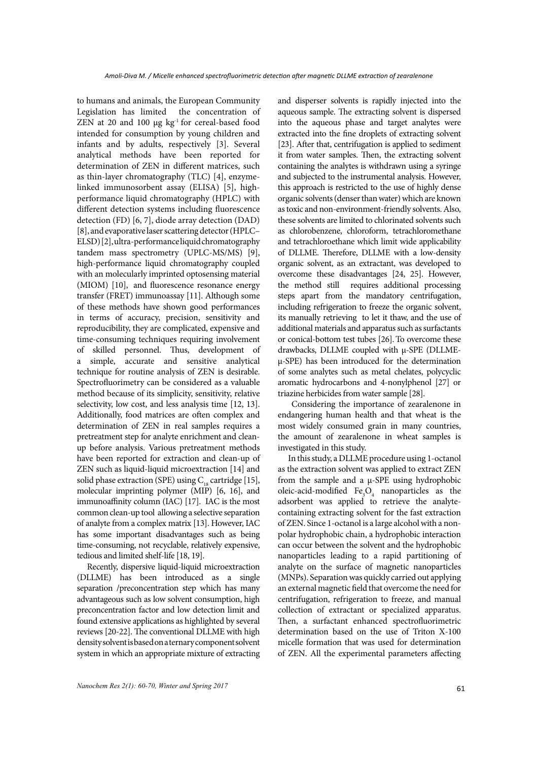to humans and animals, the European Community Legislation has limited the concentration of ZEN at 20 and 100 μg $kg^{-1}$ for cereal-based food intended for consumption by young children and infants and by adults, respectively [3]. Several analytical methods have been reported for determination of ZEN in different matrices, such as thin-layer chromatography (TLC) [4], enzyme-linked immunosorbent assay (ELISA) [5], high-performance liquid chromatography (HPLC) with different detection systems including fluorescence detection (FD) [6, 7], diode array detection (DAD) [8], and evaporative laser scattering detector (HPLC–ELSD) [2], ultra-performance liquid chromatography tandem mass spectrometry (UPLC-MS/MS) [9], high-performance liquid chromatography coupled with an molecularly imprinted optosensing material (MIOM) [10], and fluorescence resonance energy transfer (FRET) immunoassay [11]. Although some of these methods have shown good performances in terms of accuracy, precision, sensitivity and reproducibility, they are complicated, expensive and time-consuming techniques requiring involvement of skilled personnel. Thus, development of a simple, accurate and sensitive analytical technique for routine analysis of ZEN is desirable. Spectrofluorimetry can be considered as a valuable method because of its simplicity, sensitivity, relative selectivity, low cost, and less analysis time [12, 13]. Additionally, food matrices are often complex and determination of ZEN in real samples requires a pretreatment step for analyte enrichment and clean-up before analysis. Various pretreatment methods have been reported for extraction and clean-up of ZEN such as liquid-liquid microextraction [14] and solid phase extraction (SPE) using $C_{18}$ cartridge [15], molecular imprinting polymer (MIP) [6, 16], and immunoaffinity column (IAC) [17]. IAC is the most common clean-up tool allowing a selective separation of analyte from a complex matrix [13]. However, IAC has some important disadvantages such as being time-consuming, not recyclable, relatively expensive, tedious and limited shelf-life [18, 19].

Recently, dispersive liquid-liquid microextraction (DLLME) has been introduced as a single separation /preconcentration step which has many advantageous such as low solvent consumption, high preconcentration factor and low detection limit and found extensive applications as highlighted by several reviews [20-22]. The conventional DLLME with high density solvent is based on a ternary component solvent system in which an appropriate mixture of extracting and disperser solvents is rapidly injected into the aqueous sample. The extracting solvent is dispersed into the aqueous phase and target analytes were extracted into the fine droplets of extracting solvent [23]. After that, centrifugation is applied to sediment it from water samples. Then, the extracting solvent containing the analytes is withdrawn using a syringe and subjected to the instrumental analysis. However, this approach is restricted to the use of highly dense organic solvents (denser than water) which are known as toxic and non-environment-friendly solvents. Also, these solvents are limited to chlorinated solvents such as chlorobenzene, chloroform, tetrachloromethane and tetrachloroethane which limit wide applicability of DLLME. Therefore, DLLME with a low-density organic solvent, as an extractant, was developed to overcome these disadvantages [24, 25]. However, the method still requires additional processing steps apart from the mandatory centrifugation, including refrigeration to freeze the organic solvent, its manually retrieving to let it thaw, and the use of additional materials and apparatus such as surfactants or conical-bottom test tubes [26]. To overcome these drawbacks, DLLME coupled with μ-SPE (DLLME-μ-SPE) has been introduced for the determination of some analytes such as metal chelates, polycyclic aromatic hydrocarbons and 4-nonylphenol [27] or triazine herbicides from water sample [28].

Considering the importance of zearalenone in endangering human health and that wheat is the most widely consumed grain in many countries, the amount of zearalenone in wheat samples is investigated in this study.

In this study, a DLLME procedure using 1-octanol as the extraction solvent was applied to extract ZEN from the sample and a μ-SPE using hydrophobic oleic-acid-modified $Fe_3O_4$ nanoparticles as the adsorbent was applied to retrieve the analyte-containing extracting solvent for the fast extraction of ZEN. Since 1-octanol is a large alcohol with a non-polar hydrophobic chain, a hydrophobic interaction can occur between the solvent and the hydrophobic nanoparticles leading to a rapid partitioning of analyte on the surface of magnetic nanoparticles (MNPs). Separation was quickly carried out applying an external magnetic field that overcome the need for centrifugation, refrigeration to freeze, and manual collection of extractant or specialized apparatus. Then, a surfactant enhanced spectrofluorimetric determination based on the use of Triton X-100 micelle formation that was used for determination of ZEN. All the experimental parameters affecting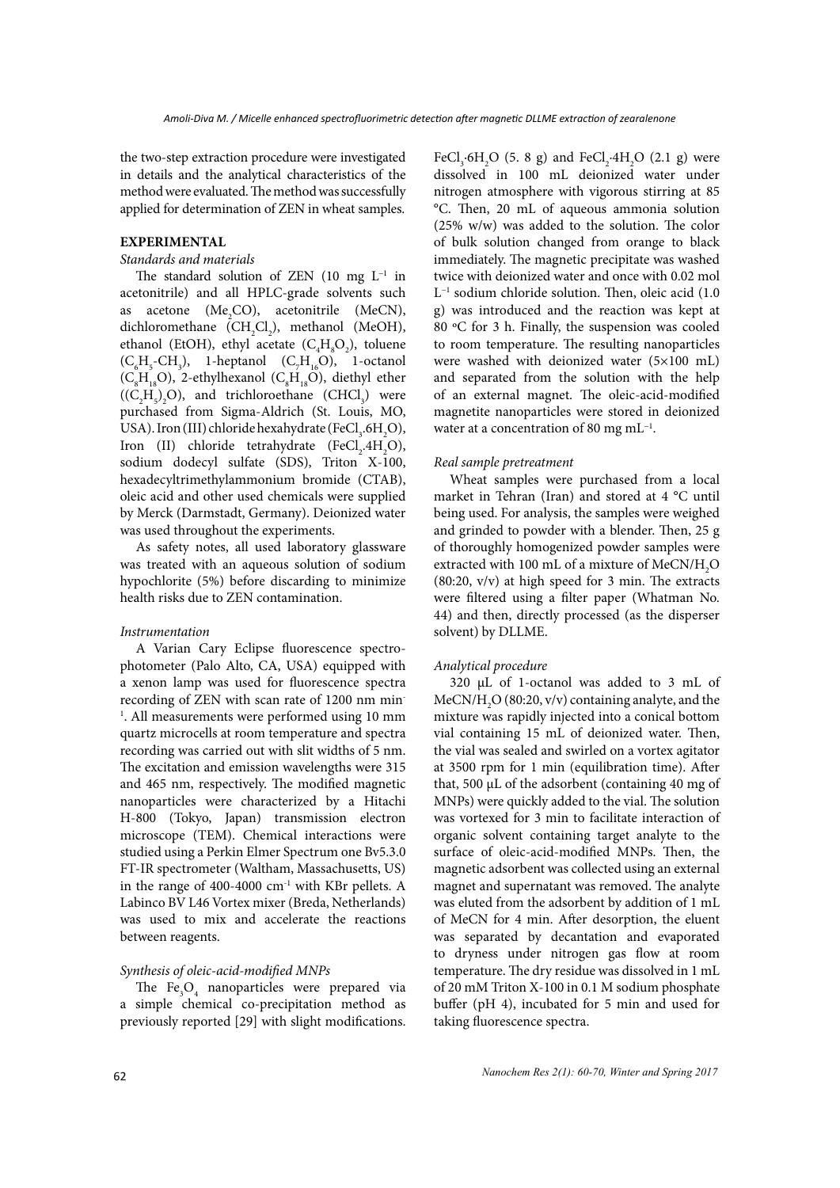the two-step extraction procedure were investigated in details and the analytical characteristics of the method were evaluated. The method was successfully applied for determination of ZEN in wheat samples.

## EXPERIMENTAL

### *Standards and materials*

The standard solution of ZEN (10 mg $L^{-1}$ in acetonitrile) and all HPLC-grade solvents such as acetone ($Me_2CO$), acetonitrile (MeCN), dichloromethane ($CH_2Cl_2$), methanol (MeOH), ethanol (EtOH), ethyl acetate ($C_4H_8O_2$), toluene ($C_6H_5$-$CH_3$), 1-heptanol ($C_7H_{16}O$), 1-octanol ($C_8H_{18}O$), 2-ethylhexanol ($C_8H_{18}O$), diethyl ether ($(C_2H_5)_2O$), and trichloroethane ($CHCl_3$) were purchased from Sigma-Aldrich (St. Louis, MO, USA). Iron (III) chloride hexahydrate ($FeCl_3.6H_2O$), Iron (II) chloride tetrahydrate ($FeCl_2.4H_2O$), sodium dodecyl sulfate (SDS), Triton X-100, hexadecyltrimethylammonium bromide (CTAB), oleic acid and other used chemicals were supplied by Merck (Darmstadt, Germany). Deionized water was used throughout the experiments.

As safety notes, all used laboratory glassware was treated with an aqueous solution of sodium hypochlorite (5%) before discarding to minimize health risks due to ZEN contamination.

### *Instrumentation*

A Varian Cary Eclipse fluorescence spectrophotometer (Palo Alto, CA, USA) equipped with a xenon lamp was used for fluorescence spectra recording of ZEN with scan rate of 1200 nm $min^{-1}$. All measurements were performed using 10 mm quartz microcells at room temperature and spectra recording was carried out with slit widths of 5 nm. The excitation and emission wavelengths were 315 and 465 nm, respectively. The modified magnetic nanoparticles were characterized by a Hitachi H-800 (Tokyo, Japan) transmission electron microscope (TEM). Chemical interactions were studied using a Perkin Elmer Spectrum one Bv5.3.0 FT-IR spectrometer (Waltham, Massachusetts, US) in the range of 400-4000 $cm^{-1}$ with KBr pellets. A Labinco BV L46 Vortex mixer (Breda, Netherlands) was used to mix and accelerate the reactions between reagents.

### *Synthesis of oleic-acid-modified MNPs*

The $Fe_3O_4$ nanoparticles were prepared via a simple chemical co-precipitation method as previously reported [29] with slight modifications. $FeCl_3{\cdot}6H_2O$ (5. 8 g) and $FeCl_2{\cdot}4H_2O$ (2.1 g) were dissolved in 100 mL deionized water under nitrogen atmosphere with vigorous stirring at 85 °C. Then, 20 mL of aqueous ammonia solution (25% w/w) was added to the solution. The color of bulk solution changed from orange to black immediately. The magnetic precipitate was washed twice with deionized water and once with 0.02 mol $L^{-1}$ sodium chloride solution. Then, oleic acid (1.0 g) was introduced and the reaction was kept at 80 ºC for 3 h. Finally, the suspension was cooled to room temperature. The resulting nanoparticles were washed with deionized water (5×100 mL) and separated from the solution with the help of an external magnet. The oleic-acid-modified magnetite nanoparticles were stored in deionized water at a concentration of 80 mg $mL^{-1}$.

### *Real sample pretreatment*

Wheat samples were purchased from a local market in Tehran (Iran) and stored at 4 °C until being used. For analysis, the samples were weighed and grinded to powder with a blender. Then, 25 g of thoroughly homogenized powder samples were extracted with 100 mL of a mixture of $MeCN/H_2O$ (80:20, v/v) at high speed for 3 min. The extracts were filtered using a filter paper (Whatman No. 44) and then, directly processed (as the disperser solvent) by DLLME.

### *Analytical procedure*

320 µL of 1-octanol was added to 3 mL of $MeCN/H_2O$ (80:20, v/v) containing analyte, and the mixture was rapidly injected into a conical bottom vial containing 15 mL of deionized water. Then, the vial was sealed and swirled on a vortex agitator at 3500 rpm for 1 min (equilibration time). After that, 500 µL of the adsorbent (containing 40 mg of MNPs) were quickly added to the vial. The solution was vortexed for 3 min to facilitate interaction of organic solvent containing target analyte to the surface of oleic-acid-modified MNPs. Then, the magnetic adsorbent was collected using an external magnet and supernatant was removed. The analyte was eluted from the adsorbent by addition of 1 mL of MeCN for 4 min. After desorption, the eluent was separated by decantation and evaporated to dryness under nitrogen gas flow at room temperature. The dry residue was dissolved in 1 mL of 20 mM Triton X-100 in 0.1 M sodium phosphate buffer (pH 4), incubated for 5 min and used for taking fluorescence spectra.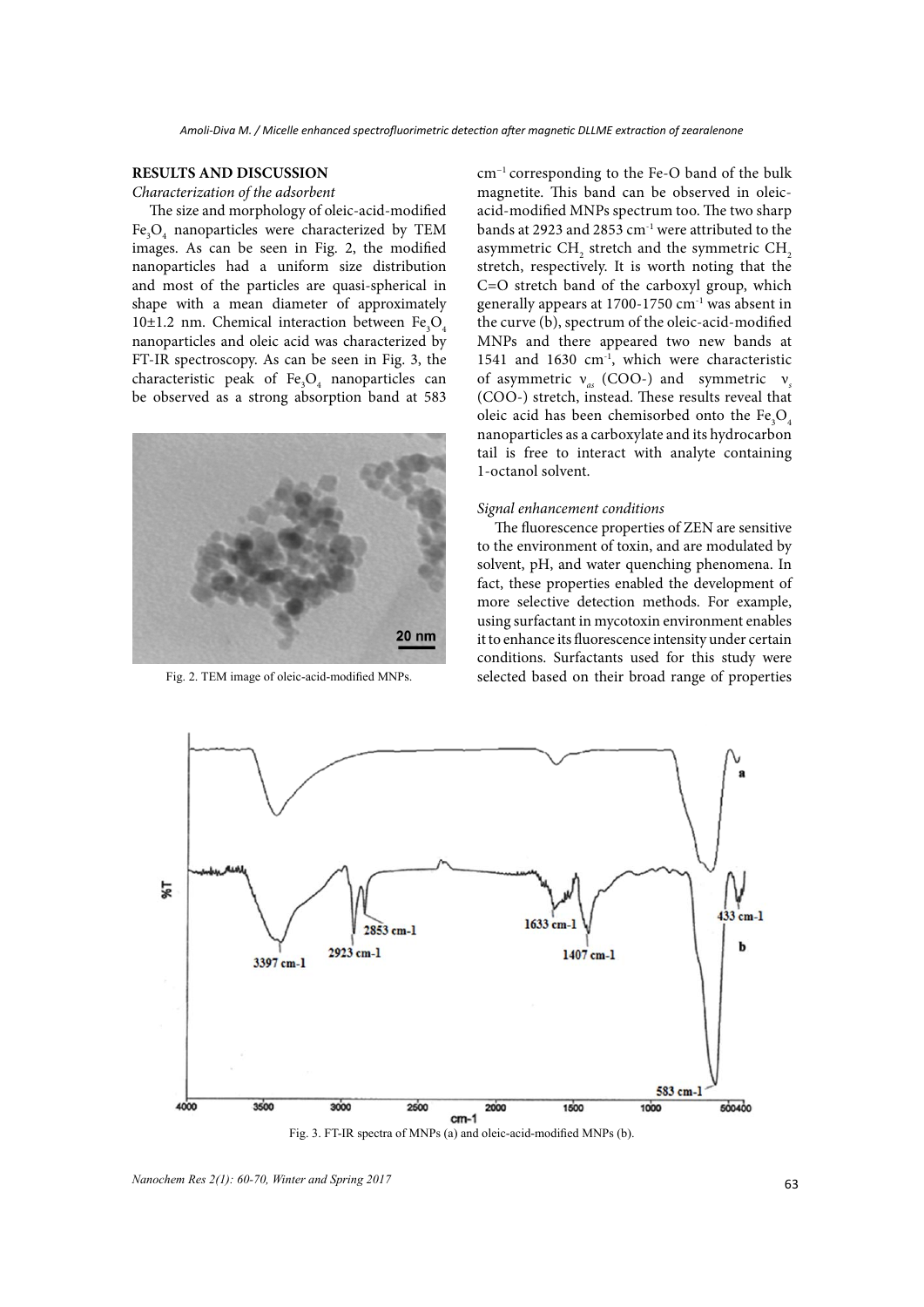## RESULTS AND DISCUSSION

*Characterization of the adsorbent*

The size and morphology of oleic-acid-modified $Fe_3O_4$ nanoparticles were characterized by TEM images. As can be seen in Fig. 2, the modified nanoparticles had a uniform size distribution and most of the particles are quasi-spherical in shape with a mean diameter of approximately 10±1.2 nm. Chemical interaction between $Fe_3O_4$ nanoparticles and oleic acid was characterized by FT-IR spectroscopy. As can be seen in Fig. 3, the characteristic peak of $Fe_3O_4$ nanoparticles can be observed as a strong absorption band at 583 $cm^{-1}$ corresponding to the Fe-O band of the bulk magnetite. This band can be observed in oleic-acid-modified MNPs spectrum too. The two sharp bands at 2923 and 2853 $cm^{-1}$ were attributed to the asymmetric $CH_2$ stretch and the symmetric $CH_2$ stretch, respectively. It is worth noting that the C=O stretch band of the carboxyl group, which generally appears at 1700-1750 $cm^{-1}$ was absent in the curve (b), spectrum of the oleic-acid-modified MNPs and there appeared two new bands at 1541 and 1630 $cm^{-1}$, which were characteristic of asymmetric $\nu_{as}$ (COO-) and symmetric $\nu_s$ (COO-) stretch, instead. These results reveal that oleic acid has been chemisorbed onto the $Fe_3O_4$ nanoparticles as a carboxylate and its hydrocarbon tail is free to interact with analyte containing 1-octanol solvent.

Fig. 2. TEM image of oleic-acid-modified MNPs.

*Signal enhancement conditions*

The fluorescence properties of ZEN are sensitive to the environment of toxin, and are modulated by solvent, pH, and water quenching phenomena. In fact, these properties enabled the development of more selective detection methods. For example, using surfactant in mycotoxin environment enables it to enhance its fluorescence intensity under certain conditions. Surfactants used for this study were selected based on their broad range of properties

Fig. 3. FT-IR spectra of MNPs (a) and oleic-acid-modified MNPs (b).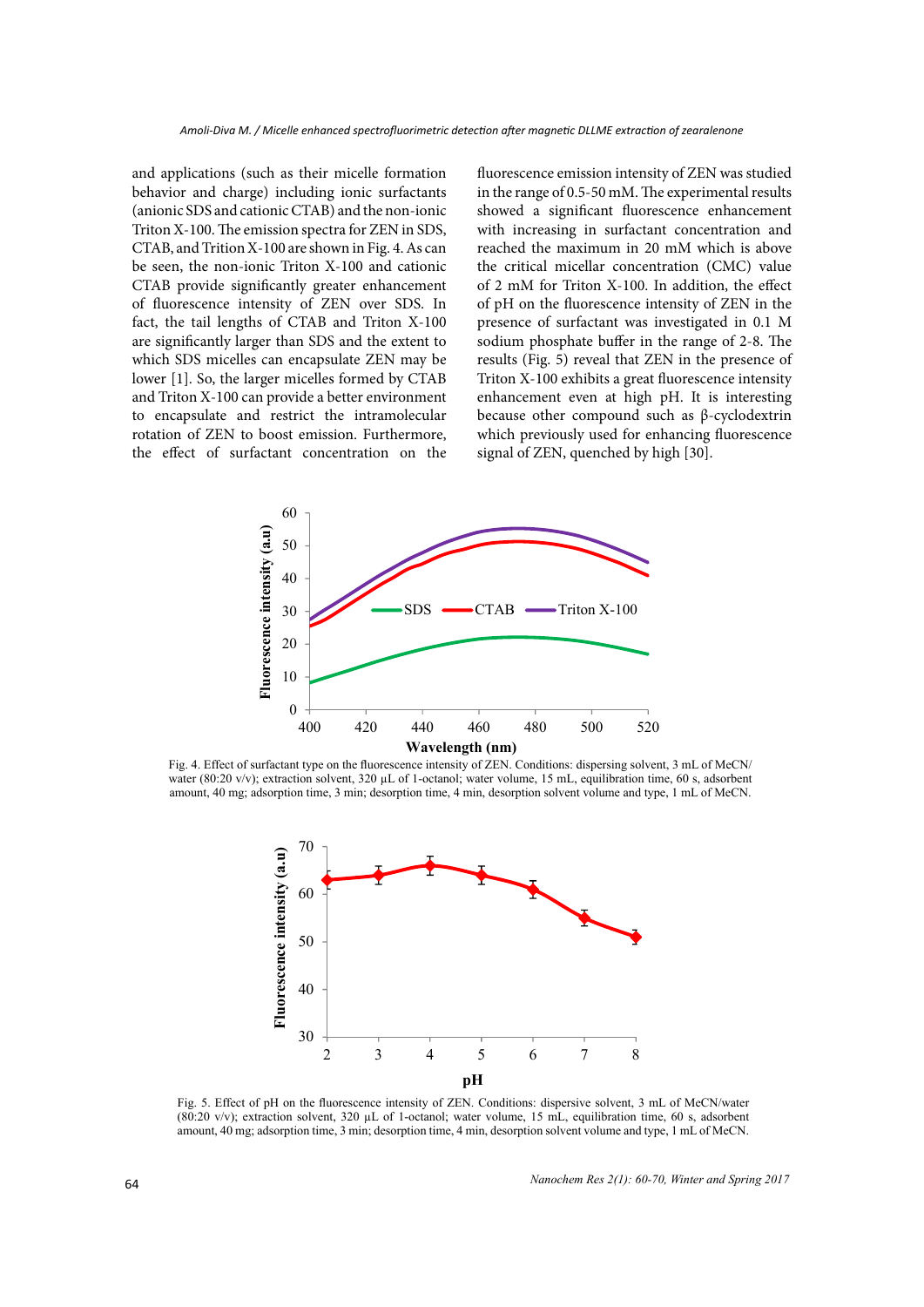and applications (such as their micelle formation behavior and charge) including ionic surfactants (anionic SDS and cationic CTAB) and the non-ionic Triton X-100. The emission spectra for ZEN in SDS, CTAB, and Trition X-100 are shown in Fig. 4. As can be seen, the non-ionic Triton X-100 and cationic CTAB provide significantly greater enhancement of fluorescence intensity of ZEN over SDS. In fact, the tail lengths of CTAB and Triton X-100 are significantly larger than SDS and the extent to which SDS micelles can encapsulate ZEN may be lower [1]. So, the larger micelles formed by CTAB and Triton X-100 can provide a better environment to encapsulate and restrict the intramolecular rotation of ZEN to boost emission. Furthermore, the effect of surfactant concentration on the fluorescence emission intensity of ZEN was studied in the range of 0.5-50 mM. The experimental results showed a significant fluorescence enhancement with increasing in surfactant concentration and reached the maximum in 20 mM which is above the critical micellar concentration (CMC) value of 2 mM for Triton X-100. In addition, the effect of pH on the fluorescence intensity of ZEN in the presence of surfactant was investigated in 0.1 M sodium phosphate buffer in the range of 2-8. The results (Fig. 5) reveal that ZEN in the presence of Triton X-100 exhibits a great fluorescence intensity enhancement even at high pH. It is interesting because other compound such as β-cyclodextrin which previously used for enhancing fluorescence signal of ZEN, quenched by high [30].

Fig. 4. Effect of surfactant type on the fluorescence intensity of ZEN. Conditions: dispersing solvent, 3 mL of MeCN/water (80:20 v/v); extraction solvent, 320 µL of 1-octanol; water volume, 15 mL, equilibration time, 60 s, adsorbent amount, 40 mg; adsorption time, 3 min; desorption time, 4 min, desorption solvent volume and type, 1 mL of MeCN.

Fig. 5. Effect of pH on the fluorescence intensity of ZEN. Conditions: dispersive solvent, 3 mL of MeCN/water (80:20 v/v); extraction solvent, 320 µL of 1-octanol; water volume, 15 mL, equilibration time, 60 s, adsorbent amount, 40 mg; adsorption time, 3 min; desorption time, 4 min, desorption solvent volume and type, 1 mL of MeCN.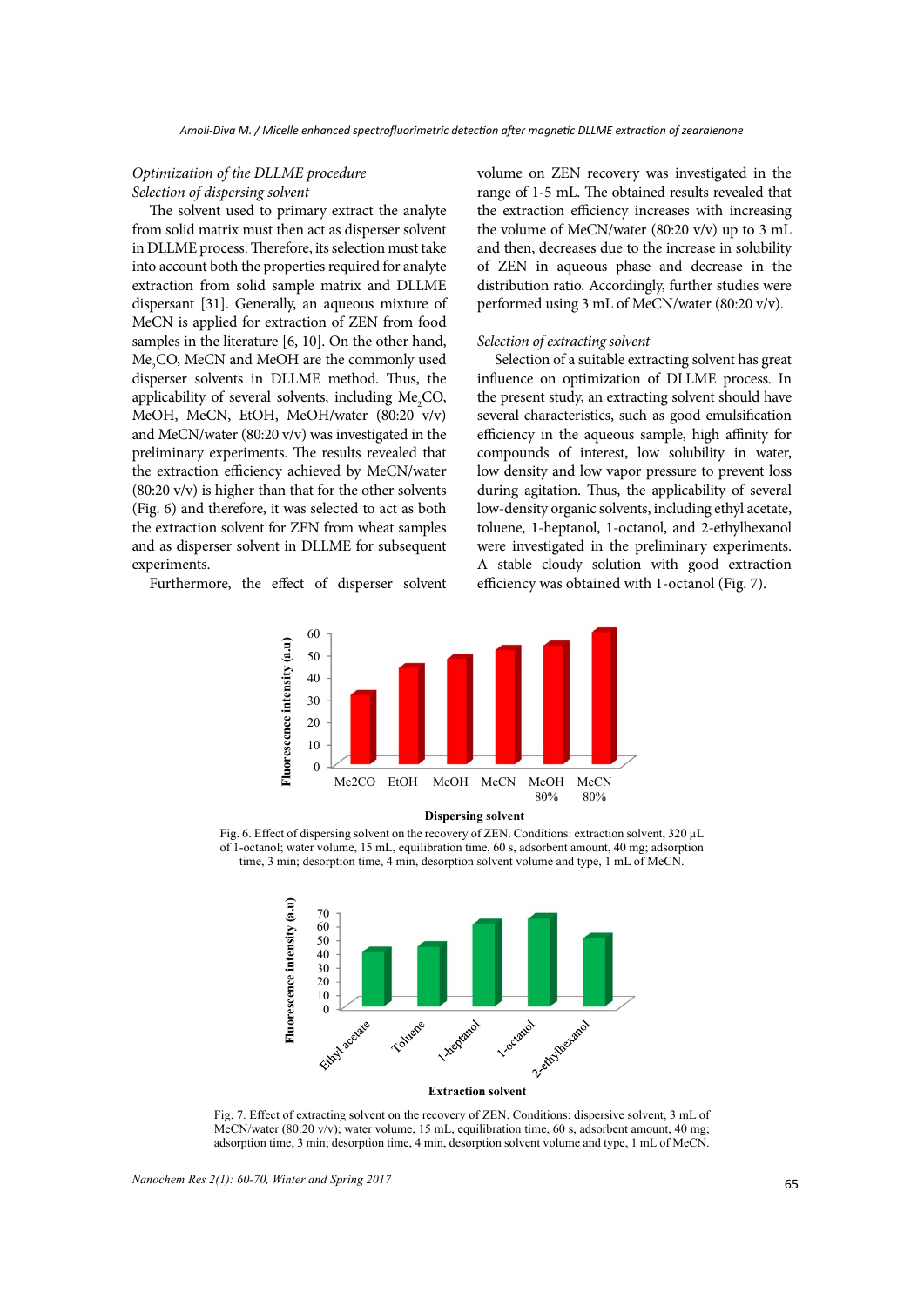*Optimization of the DLLME procedure*

*Selection of dispersing solvent*

The solvent used to primary extract the analyte from solid matrix must then act as disperser solvent in DLLME process. Therefore, its selection must take into account both the properties required for analyte extraction from solid sample matrix and DLLME dispersant [31]. Generally, an aqueous mixture of MeCN is applied for extraction of ZEN from food samples in the literature [6, 10]. On the other hand, $Me_2CO$, MeCN and MeOH are the commonly used disperser solvents in DLLME method. Thus, the applicability of several solvents, including $Me_2CO$, MeOH, MeCN, EtOH, MeOH/water (80:20 v/v) and MeCN/water (80:20 v/v) was investigated in the preliminary experiments. The results revealed that the extraction efficiency achieved by MeCN/water (80:20 v/v) is higher than that for the other solvents (Fig. 6) and therefore, it was selected to act as both the extraction solvent for ZEN from wheat samples and as disperser solvent in DLLME for subsequent experiments.

Furthermore, the effect of disperser solvent volume on ZEN recovery was investigated in the range of 1-5 mL. The obtained results revealed that the extraction efficiency increases with increasing the volume of MeCN/water (80:20 v/v) up to 3 mL and then, decreases due to the increase in solubility of ZEN in aqueous phase and decrease in the distribution ratio. Accordingly, further studies were performed using 3 mL of MeCN/water (80:20 v/v).

*Selection of extracting solvent*

Selection of a suitable extracting solvent has great influence on optimization of DLLME process. In the present study, an extracting solvent should have several characteristics, such as good emulsification efficiency in the aqueous sample, high affinity for compounds of interest, low solubility in water, low density and low vapor pressure to prevent loss during agitation. Thus, the applicability of several low-density organic solvents, including ethyl acetate, toluene, 1-heptanol, 1-octanol, and 2-ethylhexanol were investigated in the preliminary experiments. A stable cloudy solution with good extraction efficiency was obtained with 1-octanol (Fig. 7).

Fig. 6. Effect of dispersing solvent on the recovery of ZEN. Conditions: extraction solvent, 320 µL of 1-octanol; water volume, 15 mL, equilibration time, 60 s, adsorbent amount, 40 mg; adsorption time, 3 min; desorption time, 4 min, desorption solvent volume and type, 1 mL of MeCN.

Fig. 7. Effect of extracting solvent on the recovery of ZEN. Conditions: dispersive solvent, 3 mL of MeCN/water (80:20 v/v); water volume, 15 mL, equilibration time, 60 s, adsorbent amount, 40 mg; adsorption time, 3 min; desorption time, 4 min, desorption solvent volume and type, 1 mL of MeCN.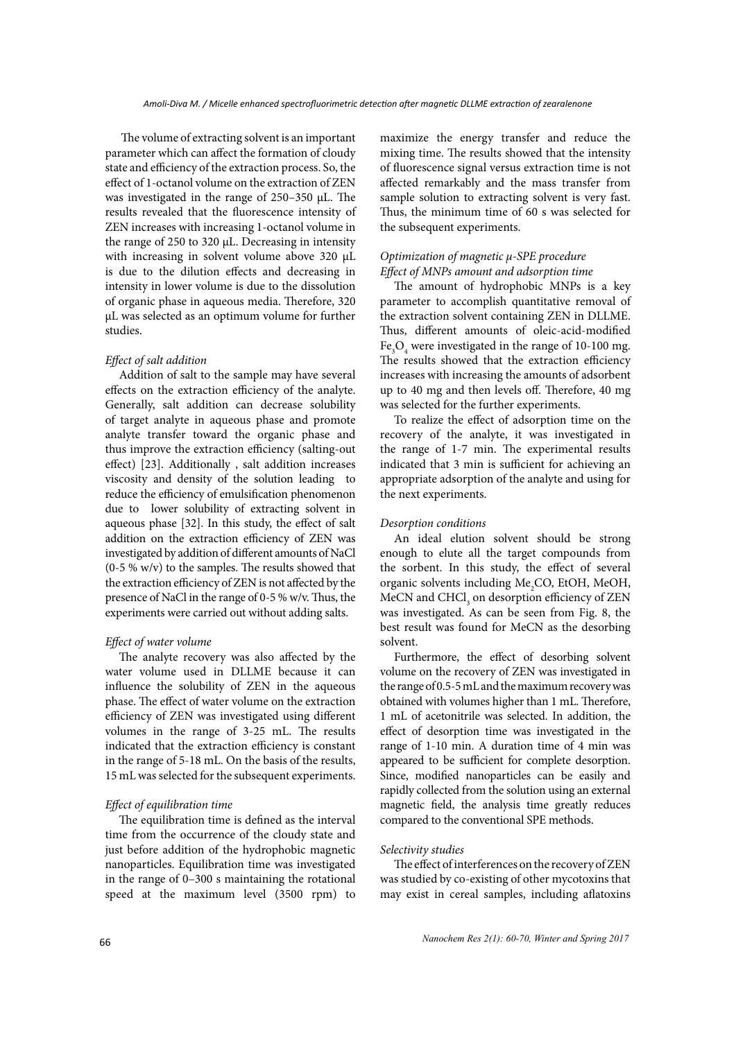The volume of extracting solvent is an important parameter which can affect the formation of cloudy state and efficiency of the extraction process. So, the effect of 1-octanol volume on the extraction of ZEN was investigated in the range of 250–350 μL. The results revealed that the fluorescence intensity of ZEN increases with increasing 1-octanol volume in the range of 250 to 320 μL. Decreasing in intensity with increasing in solvent volume above 320 μL is due to the dilution effects and decreasing in intensity in lower volume is due to the dissolution of organic phase in aqueous media. Therefore, 320 μL was selected as an optimum volume for further studies.

*Effect of salt addition*

Addition of salt to the sample may have several effects on the extraction efficiency of the analyte. Generally, salt addition can decrease solubility of target analyte in aqueous phase and promote analyte transfer toward the organic phase and thus improve the extraction efficiency (salting-out effect) [23]. Additionally , salt addition increases viscosity and density of the solution leading to reduce the efficiency of emulsification phenomenon due to lower solubility of extracting solvent in aqueous phase [32]. In this study, the effect of salt addition on the extraction efficiency of ZEN was investigated by addition of different amounts of NaCl (0-5 % w/v) to the samples. The results showed that the extraction efficiency of ZEN is not affected by the presence of NaCl in the range of 0-5 % w/v. Thus, the experiments were carried out without adding salts.

*Effect of water volume*

The analyte recovery was also affected by the water volume used in DLLME because it can influence the solubility of ZEN in the aqueous phase. The effect of water volume on the extraction efficiency of ZEN was investigated using different volumes in the range of 3-25 mL. The results indicated that the extraction efficiency is constant in the range of 5-18 mL. On the basis of the results, 15 mL was selected for the subsequent experiments.

*Effect of equilibration time*

The equilibration time is defined as the interval time from the occurrence of the cloudy state and just before addition of the hydrophobic magnetic nanoparticles. Equilibration time was investigated in the range of 0–300 s maintaining the rotational speed at the maximum level (3500 rpm) to maximize the energy transfer and reduce the mixing time. The results showed that the intensity of fluorescence signal versus extraction time is not affected remarkably and the mass transfer from sample solution to extracting solvent is very fast. Thus, the minimum time of 60 s was selected for the subsequent experiments.

*Optimization of magnetic μ-SPE procedure*

*Effect of MNPs amount and adsorption time*

The amount of hydrophobic MNPs is a key parameter to accomplish quantitative removal of the extraction solvent containing ZEN in DLLME. Thus, different amounts of oleic-acid-modified $Fe_3O_4$ were investigated in the range of 10-100 mg. The results showed that the extraction efficiency increases with increasing the amounts of adsorbent up to 40 mg and then levels off. Therefore, 40 mg was selected for the further experiments.

To realize the effect of adsorption time on the recovery of the analyte, it was investigated in the range of 1-7 min. The experimental results indicated that 3 min is sufficient for achieving an appropriate adsorption of the analyte and using for the next experiments.

*Desorption conditions*

An ideal elution solvent should be strong enough to elute all the target compounds from the sorbent. In this study, the effect of several organic solvents including $Me_2CO$, EtOH, MeOH, MeCN and $CHCl_3$ on desorption efficiency of ZEN was investigated. As can be seen from Fig. 8, the best result was found for MeCN as the desorbing solvent.

Furthermore, the effect of desorbing solvent volume on the recovery of ZEN was investigated in the range of 0.5-5 mL and the maximum recovery was obtained with volumes higher than 1 mL. Therefore, 1 mL of acetonitrile was selected. In addition, the effect of desorption time was investigated in the range of 1-10 min. A duration time of 4 min was appeared to be sufficient for complete desorption. Since, modified nanoparticles can be easily and rapidly collected from the solution using an external magnetic field, the analysis time greatly reduces compared to the conventional SPE methods.

*Selectivity studies*

The effect of interferences on the recovery of ZEN was studied by co-existing of other mycotoxins that may exist in cereal samples, including aflatoxins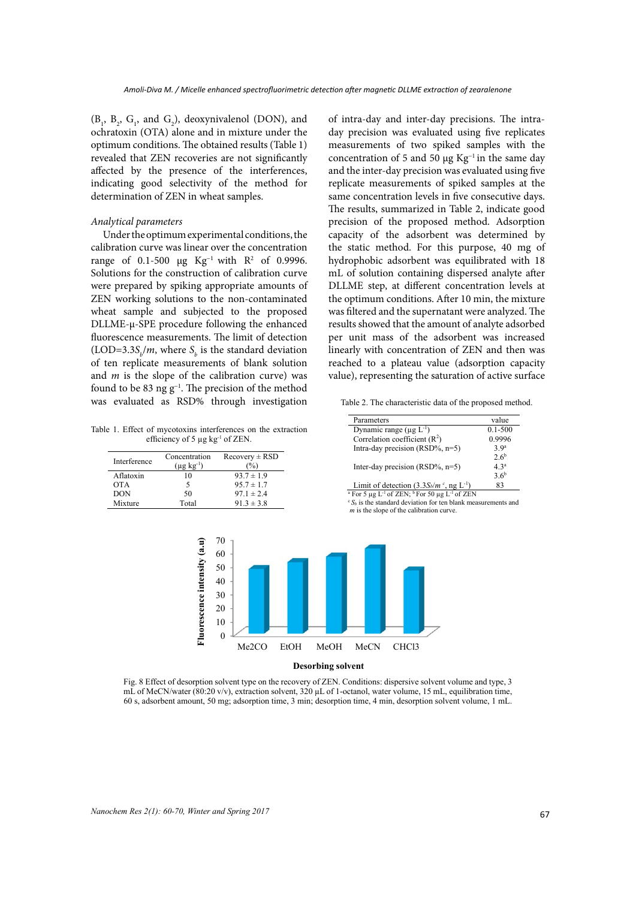($B_1$, $B_2$, $G_1$, and $G_2$), deoxynivalenol (DON), and ochratoxin (OTA) alone and in mixture under the optimum conditions. The obtained results (Table 1) revealed that ZEN recoveries are not significantly affected by the presence of the interferences, indicating good selectivity of the method for determination of ZEN in wheat samples.

*Analytical parameters*

Under the optimum experimental conditions, the calibration curve was linear over the concentration range of 0.1-500 μg $Kg^{-1}$ with $R^2$ of 0.9996. Solutions for the construction of calibration curve were prepared by spiking appropriate amounts of ZEN working solutions to the non-contaminated wheat sample and subjected to the proposed DLLME-μ-SPE procedure following the enhanced fluorescence measurements. The limit of detection (LOD=$3.3S_b/m$, where $S_b$ is the standard deviation of ten replicate measurements of blank solution and $m$ is the slope of the calibration curve) was found to be 83 ng $g^{-1}$. The precision of the method was evaluated as RSD% through investigation of intra-day and inter-day precisions. The intra-day precision was evaluated using five replicates measurements of two spiked samples with the concentration of 5 and 50 μg $Kg^{-1}$ in the same day and the inter-day precision was evaluated using five replicate measurements of spiked samples at the same concentration levels in five consecutive days. The results, summarized in Table 2, indicate good precision of the proposed method. Adsorption capacity of the adsorbent was determined by the static method. For this purpose, 40 mg of hydrophobic adsorbent was equilibrated with 18 mL of solution containing dispersed analyte after DLLME step, at different concentration levels at the optimum conditions. After 10 min, the mixture was filtered and the supernatant were analyzed. The results showed that the amount of analyte adsorbed per unit mass of the adsorbent was increased linearly with concentration of ZEN and then was reached to a plateau value (adsorption capacity value), representing the saturation of active surface

Table 1. Effect of mycotoxins interferences on the extraction efficiency of 5 μg $kg^{-1}$ of ZEN.

| Interference | Concentration (μg $kg^{-1}$) | Recovery ± RSD (%) |
|---|---|---|
| Aflatoxin | 10 | 93.7 ± 1.9 |
| OTA | 5 | 95.7 ± 1.7 |
| DON | 50 | 97.1 ± 2.4 |
| Mixture | Total | 91.3 ± 3.8 |

Table 2. The characteristic data of the proposed method.

| Parameters | value |
|---|---|
| Dynamic range (μg $L^{-1}$) | 0.1-500 |
| Correlation coefficient ($R^2$) | 0.9996 |
| Intra-day precision (RSD%, n=5) | 3.9[a] |
| | 2.6[b] |
| Inter-day precision (RSD%, n=5) | 4.3[a] |
| | 3.6[b] |
| Limit of detection ($3.3S_b/m$ [c], ng $L^{-1}$) | 83 |

[a] For 5 μg $L^{-1}$ of ZEN; [b] For 50 μg $L^{-1}$ of ZEN
[c] $S_b$ is the standard deviation for ten blank measurements and $m$ is the slope of the calibration curve.

Fig. 8 Effect of desorption solvent type on the recovery of ZEN. Conditions: dispersive solvent volume and type, 3 mL of MeCN/water (80:20 v/v), extraction solvent, 320 μL of 1-octanol, water volume, 15 mL, equilibration time, 60 s, adsorbent amount, 50 mg; adsorption time, 3 min; desorption time, 4 min, desorption solvent volume, 1 mL.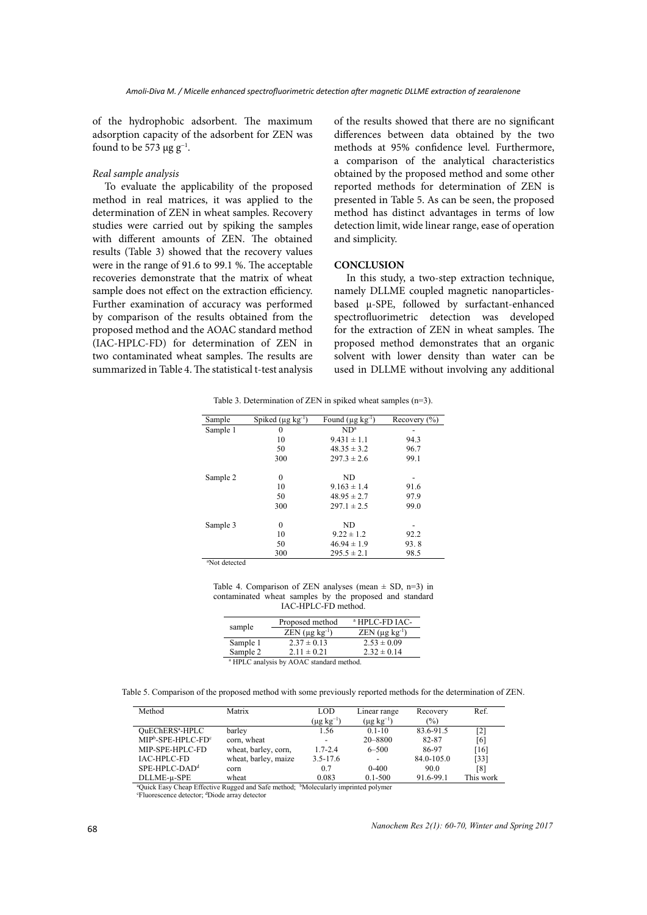of the hydrophobic adsorbent. The maximum adsorption capacity of the adsorbent for ZEN was found to be 573 μg $g^{-1}$.

*Real sample analysis*

To evaluate the applicability of the proposed method in real matrices, it was applied to the determination of ZEN in wheat samples. Recovery studies were carried out by spiking the samples with different amounts of ZEN. The obtained results (Table 3) showed that the recovery values were in the range of 91.6 to 99.1 %. The acceptable recoveries demonstrate that the matrix of wheat sample does not effect on the extraction efficiency. Further examination of accuracy was performed by comparison of the results obtained from the proposed method and the AOAC standard method (IAC-HPLC-FD) for determination of ZEN in two contaminated wheat samples. The results are summarized in Table 4. The statistical t-test analysis of the results showed that there are no significant differences between data obtained by the two methods at 95% confidence level. Furthermore, a comparison of the analytical characteristics obtained by the proposed method and some other reported methods for determination of ZEN is presented in Table 5. As can be seen, the proposed method has distinct advantages in terms of low detection limit, wide linear range, ease of operation and simplicity.

**CONCLUSION**

In this study, a two-step extraction technique, namely DLLME coupled magnetic nanoparticles-based μ-SPE, followed by surfactant-enhanced spectrofluorimetric detection was developed for the extraction of ZEN in wheat samples. The proposed method demonstrates that an organic solvent with lower density than water can be used in DLLME without involving any additional

Table 3. Determination of ZEN in spiked wheat samples (n=3).

| Sample | Spiked (μg $kg^{-1}$) | Found (μg $kg^{-1}$) | Recovery (%) |
|---|---|---|---|
| Sample 1 | 0 | ND[a] | - |
| | 10 | 9.431 ± 1.1 | 94.3 |
| | 50 | 48.35 ± 3.2 | 96.7 |
| | 300 | 297.3 ± 2.6 | 99.1 |
| Sample 2 | 0 | ND | - |
| | 10 | 9.163 ± 1.4 | 91.6 |
| | 50 | 48.95 ± 2.7 | 97.9 |
| | 300 | 297.1 ± 2.5 | 99.0 |
| Sample 3 | 0 | ND | - |
| | 10 | 9.22 ± 1.2 | 92.2 |
| | 50 | 46.94 ± 1.9 | 93. 8 |
| | 300 | 295.5 ± 2.1 | 98.5 |

[a]Not detected

Table 4. Comparison of ZEN analyses (mean ± SD, n=3) in contaminated wheat samples by the proposed and standard IAC-HPLC-FD method.

| sample | Proposed method | [a] HPLC-FD IAC- |
|---|---|---|
| | ZEN (μg $kg^{-1}$) | ZEN (μg $kg^{-1}$) |
| Sample 1 | 2.37 ± 0.13 | 2.53 ± 0.09 |
| Sample 2 | 2.11 ± 0.21 | 2.32 ± 0.14 |

[a] HPLC analysis by AOAC standard method.

Table 5. Comparison of the proposed method with some previously reported methods for the determination of ZEN.

| Method | Matrix | LOD (μg $kg^{-1}$) | Linear range (μg $kg^{-1}$) | Recovery (%) | Ref. |
|---|---|---|---|---|---|
| QuEChERS[a]-HPLC | barley | 1.56 | 0.1-10 | 83.6-91.5 | [2] |
| MIP[b]-SPE-HPLC-FD[c] | corn, wheat | - | 20–8800 | 82-87 | [6] |
| MIP-SPE-HPLC-FD | wheat, barley, corn, | 1.7-2.4 | 6–500 | 86-97 | [16] |
| IAC-HPLC-FD | wheat, barley, maize | 3.5-17.6 | - | 84.0-105.0 | [33] |
| SPE-HPLC-DAD[d] | corn | 0.7 | 0-400 | 90.0 | [8] |
| DLLME-μ-SPE | wheat | 0.083 | 0.1-500 | 91.6-99.1 | This work |

[a]Quick Easy Cheap Effective Rugged and Safe method; [b]Molecularly imprinted polymer
[c]Fluorescence detector; [d]Diode array detector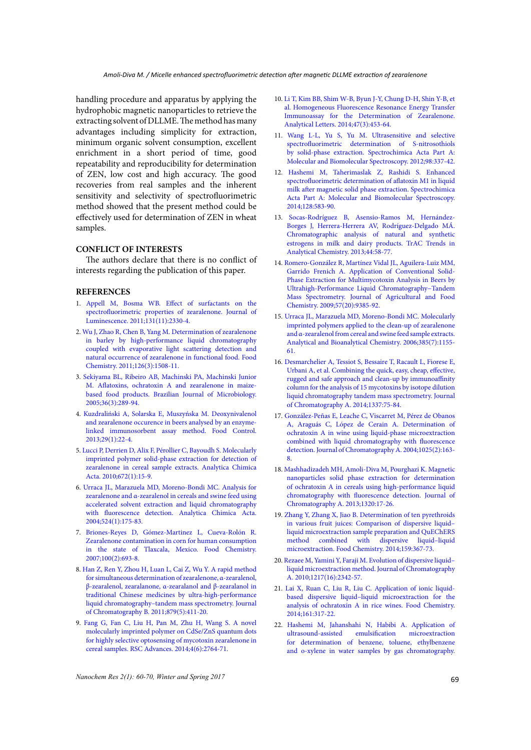handling procedure and apparatus by applying the hydrophobic magnetic nanoparticles to retrieve the extracting solvent of DLLME. The method has many advantages including simplicity for extraction, minimum organic solvent consumption, excellent enrichment in a short period of time, good repeatability and reproducibility for determination of ZEN, low cost and high accuracy. The good recoveries from real samples and the inherent sensitivity and selectivity of spectrofluorimetric method showed that the present method could be effectively used for determination of ZEN in wheat samples.

## CONFLICT OF INTERESTS

The authors declare that there is no conflict of interests regarding the publication of this paper.

## REFERENCES

1. Appell M, Bosma WB. Effect of surfactants on the spectrofluorimetric properties of zearalenone. Journal of Luminescence. 2011;131(11):2330-4.
2. Wu J, Zhao R, Chen B, Yang M. Determination of zearalenone in barley by high-performance liquid chromatography coupled with evaporative light scattering detection and natural occurrence of zearalenone in functional food. Food Chemistry. 2011;126(3):1508-11.
3. Sekiyama BL, Ribeiro AB, Machinski PA, Machinski Junior M. Aflatoxins, ochratoxin A and zearalenone in maize-based food products. Brazilian Journal of Microbiology. 2005;36(3):289-94.
4. Kuzdraliński A, Solarska E, Muszyńska M. Deoxynivalenol and zearalenone occurence in beers analysed by an enzyme-linked immunosorbent assay method. Food Control. 2013;29(1):22-4.
5. Lucci P, Derrien D, Alix F, Pérollier C, Bayoudh S. Molecularly imprinted polymer solid-phase extraction for detection of zearalenone in cereal sample extracts. Analytica Chimica Acta. 2010;672(1):15-9.
6. Urraca JL, Marazuela MD, Moreno-Bondi MC. Analysis for zearalenone and α-zearalenol in cereals and swine feed using accelerated solvent extraction and liquid chromatography with fluorescence detection. Analytica Chimica Acta. 2004;524(1):175-83.
7. Briones-Reyes D, Gómez-Martinez L, Cueva-Rolón R. Zearalenone contamination in corn for human consumption in the state of Tlaxcala, Mexico. Food Chemistry. 2007;100(2):693-8.
8. Han Z, Ren Y, Zhou H, Luan L, Cai Z, Wu Y. A rapid method for simultaneous determination of zearalenone, α-zearalenol, β-zearalenol, zearalanone, α-zearalanol and β-zearalanol in traditional Chinese medicines by ultra-high-performance liquid chromatography–tandem mass spectrometry. Journal of Chromatography B. 2011;879(5):411-20.
9. Fang G, Fan C, Liu H, Pan M, Zhu H, Wang S. A novel molecularly imprinted polymer on CdSe/ZnS quantum dots for highly selective optosensing of mycotoxin zearalenone in cereal samples. RSC Advances. 2014;4(6):2764-71.
10. Li T, Kim BB, Shim W-B, Byun J-Y, Chung D-H, Shin Y-B, et al. Homogeneous Fluorescence Resonance Energy Transfer Immunoassay for the Determination of Zearalenone. Analytical Letters. 2014;47(3):453-64.
11. Wang L-L, Yu S, Yu M. Ultrasensitive and selective spectrofluorimetric determination of S-nitrosothiols by solid-phase extraction. Spectrochimica Acta Part A: Molecular and Biomolecular Spectroscopy. 2012;98:337-42.
12. Hashemi M, Taherimaslak Z, Rashidi S. Enhanced spectrofluorimetric determination of aflatoxin M1 in liquid milk after magnetic solid phase extraction. Spectrochimica Acta Part A: Molecular and Biomolecular Spectroscopy. 2014;128:583-90.
13. Socas-Rodríguez B, Asensio-Ramos M, Hernández-Borges J, Herrera-Herrera AV, Rodríguez-Delgado MÁ. Chromatographic analysis of natural and synthetic estrogens in milk and dairy products. TrAC Trends in Analytical Chemistry. 2013;44:58-77.
14. Romero-González R, Martínez Vidal JL, Aguilera-Luiz MM, Garrido Frenich A. Application of Conventional Solid-Phase Extraction for Multimycotoxin Analysis in Beers by Ultrahigh-Performance Liquid Chromatography−Tandem Mass Spectrometry. Journal of Agricultural and Food Chemistry. 2009;57(20):9385-92.
15. Urraca JL, Marazuela MD, Moreno-Bondi MC. Molecularly imprinted polymers applied to the clean-up of zearalenone and α-zearalenol from cereal and swine feed sample extracts. Analytical and Bioanalytical Chemistry. 2006;385(7):1155-61.
16. Desmarchelier A, Tessiot S, Bessaire T, Racault L, Fiorese E, Urbani A, et al. Combining the quick, easy, cheap, effective, rugged and safe approach and clean-up by immunoaffinity column for the analysis of 15 mycotoxins by isotope dilution liquid chromatography tandem mass spectrometry. Journal of Chromatography A. 2014;1337:75-84.
17. González-Peñas E, Leache C, Viscarret M, Pérez de Obanos A, Araguás C, López de Cerain A. Determination of ochratoxin A in wine using liquid-phase microextraction combined with liquid chromatography with fluorescence detection. Journal of Chromatography A. 2004;1025(2):163-8.
18. Mashhadizadeh MH, Amoli-Diva M, Pourghazi K. Magnetic nanoparticles solid phase extraction for determination of ochratoxin A in cereals using high-performance liquid chromatography with fluorescence detection. Journal of Chromatography A. 2013;1320:17-26.
19. Zhang Y, Zhang X, Jiao B. Determination of ten pyrethroids in various fruit juices: Comparison of dispersive liquid–liquid microextraction sample preparation and QuEChERS method combined with dispersive liquid–liquid microextraction. Food Chemistry. 2014;159:367-73.
20. Rezaee M, Yamini Y, Faraji M. Evolution of dispersive liquid–liquid microextraction method. Journal of Chromatography A. 2010;1217(16):2342-57.
21. Lai X, Ruan C, Liu R, Liu C. Application of ionic liquid-based dispersive liquid–liquid microextraction for the analysis of ochratoxin A in rice wines. Food Chemistry. 2014;161:317-22.
22. Hashemi M, Jahanshahi N, Habibi A. Application of ultrasound-assisted emulsification microextraction for determination of benzene, toluene, ethylbenzene and o-xylene in water samples by gas chromatography.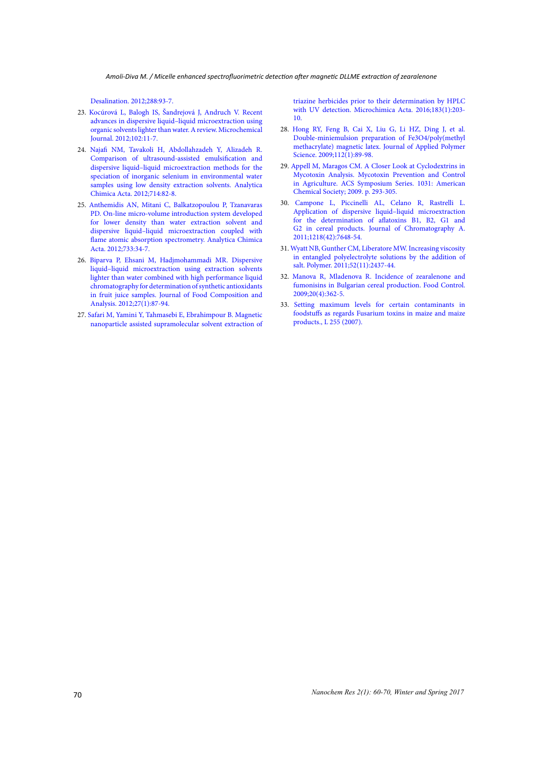Desalination. 2012;288:93-7.

23. Kocúrová L, Balogh IS, Šandrejová J, Andruch V. Recent advances in dispersive liquid–liquid microextraction using organic solvents lighter than water. A review. Microchemical Journal. 2012;102:11-7.

24. Najafi NM, Tavakoli H, Abdollahzadeh Y, Alizadeh R. Comparison of ultrasound-assisted emulsification and dispersive liquid–liquid microextraction methods for the speciation of inorganic selenium in environmental water samples using low density extraction solvents. Analytica Chimica Acta. 2012;714:82-8.

25. Anthemidis AN, Mitani C, Balkatzopoulou P, Tzanavaras PD. On-line micro-volume introduction system developed for lower density than water extraction solvent and dispersive liquid–liquid microextraction coupled with flame atomic absorption spectrometry. Analytica Chimica Acta. 2012;733:34-7.

26. Biparva P, Ehsani M, Hadjmohammadi MR. Dispersive liquid–liquid microextraction using extraction solvents lighter than water combined with high performance liquid chromatography for determination of synthetic antioxidants in fruit juice samples. Journal of Food Composition and Analysis. 2012;27(1):87-94.

27. Safari M, Yamini Y, Tahmasebi E, Ebrahimpour B. Magnetic nanoparticle assisted supramolecular solvent extraction of triazine herbicides prior to their determination by HPLC with UV detection. Microchimica Acta. 2016;183(1):203-10.

28. Hong RY, Feng B, Cai X, Liu G, Li HZ, Ding J, et al. Double-miniemulsion preparation of Fe3O4/poly(methyl methacrylate) magnetic latex. Journal of Applied Polymer Science. 2009;112(1):89-98.

29. Appell M, Maragos CM. A Closer Look at Cyclodextrins in Mycotoxin Analysis. Mycotoxin Prevention and Control in Agriculture. ACS Symposium Series. 1031: American Chemical Society; 2009. p. 293-305.

30. Campone L, Piccinelli AL, Celano R, Rastrelli L. Application of dispersive liquid–liquid microextraction for the determination of aflatoxins B1, B2, G1 and G2 in cereal products. Journal of Chromatography A. 2011;1218(42):7648-54.

31. Wyatt NB, Gunther CM, Liberatore MW. Increasing viscosity in entangled polyelectrolyte solutions by the addition of salt. Polymer. 2011;52(11):2437-44.

32. Manova R, Mladenova R. Incidence of zearalenone and fumonisins in Bulgarian cereal production. Food Control. 2009;20(4):362-5.

33. Setting maximum levels for certain contaminants in foodstuffs as regards Fusarium toxins in maize and maize products., L 255 (2007).